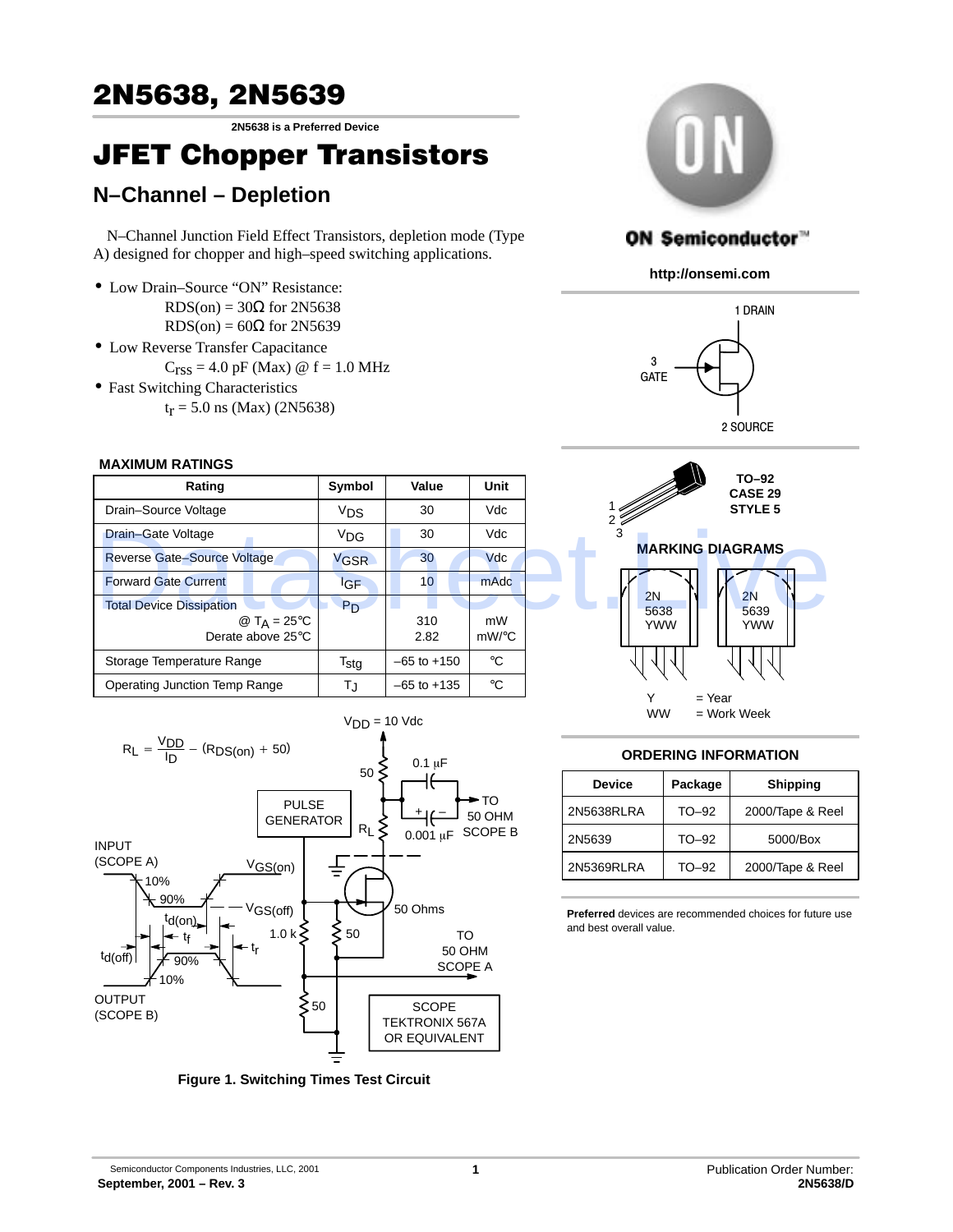# 2N5638, 2N5639

**2N5638 is a Preferred Device**

# JFET Chopper Transistors

## N–Channel – Depletion

N–Channel Junction Field Effect Transistors, depletion mode (Type A) designed for chopper and high–speed switching applications.

- Low Drain–Source "ON" Resistance:
  $R_{DS(on)}$ = 30Ω for 2N5638
  $R_{DS(on)}$ = 60Ω for 2N5639
- Low Reverse Transfer Capacitance
  $C_{rss}$ = 4.0 pF (Max) @ f = 1.0 MHz
- Fast Switching Characteristics
  $t_r$ = 5.0 ns (Max) (2N5638)

ON Semiconductor™

http://onsemi.com

1 DRAIN
3 GATE
2 SOURCE

TO–92
CASE 29
STYLE 5

### MAXIMUM RATINGS

| Rating | Symbol | Value | Unit |
|---|---|---|---|
| Drain–Source Voltage | $V_{DS}$ | 30 | Vdc |
| Drain–Gate Voltage | $V_{DG}$ | 30 | Vdc |
| Reverse Gate–Source Voltage | $V_{GSR}$ | 30 | Vdc |
| Forward Gate Current | $I_{GF}$ | 10 | mAdc |
| Total Device Dissipation @ $T_A$ = 25°C Derate above 25°C | $P_D$ | 310 2.82 | mW mW/°C |
| Storage Temperature Range | $T_{stg}$ | –65 to +150 | °C |
| Operating Junction Temp Range | $T_J$ | –65 to +135 | °C |

### MARKING DIAGRAMS

2N 5638 YWW

2N 5639 YWW

Y = Year
WW = Work Week

### ORDERING INFORMATION

| Device | Package | Shipping |
|---|---|---|
| 2N5638RLRA | TO–92 | 2000/Tape & Reel |
| 2N5639 | TO–92 | 5000/Box |
| 2N5369RLRA | TO–92 | 2000/Tape & Reel |

**Preferred** devices are recommended choices for future use and best overall value.

$$R_L = \frac{V_{DD}}{I_D} - (R_{DS(on)} + 50)$$

$V_{DD}$ = 10 Vdc

**Figure 1. Switching Times Test Circuit**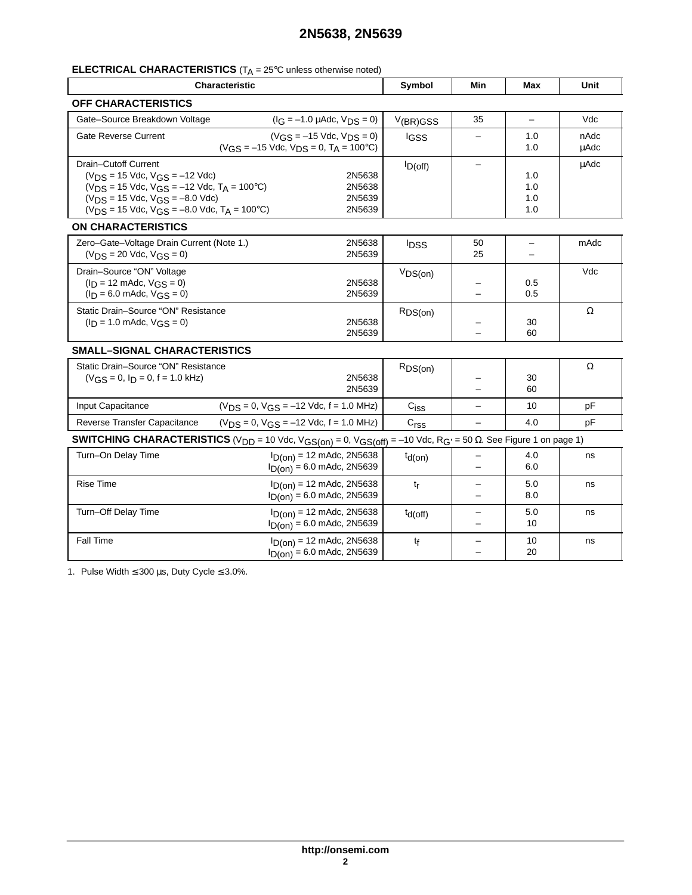## ELECTRICAL CHARACTERISTICS ($T_A$ = 25°C unless otherwise noted)

| Characteristic | | Symbol | Min | Max | Unit |
|---|---|---|---|---|---|
| **OFF CHARACTERISTICS** | | | | | |
| Gate–Source Breakdown Voltage | ($I_G$ = –1.0 µAdc, $V_{DS}$ = 0) | $V_{(BR)GSS}$ | 35 | – | Vdc |
| Gate Reverse Current | ($V_{GS}$ = –15 Vdc, $V_{DS}$ = 0)<br>($V_{GS}$ = –15 Vdc, $V_{DS}$ = 0, $T_A$ = 100°C) | $I_{GSS}$ | – | 1.0<br>1.0 | nAdc<br>µAdc |
| Drain–Cutoff Current<br>($V_{DS}$ = 15 Vdc, $V_{GS}$ = –12 Vdc)<br>($V_{DS}$ = 15 Vdc, $V_{GS}$ = –12 Vdc, $T_A$ = 100°C)<br>($V_{DS}$ = 15 Vdc, $V_{GS}$ = –8.0 Vdc)<br>($V_{DS}$ = 15 Vdc, $V_{GS}$ = –8.0 Vdc, $T_A$ = 100°C) | <br>2N5638<br>2N5638<br>2N5639<br>2N5639 | $I_{D(off)}$ | – | <br>1.0<br>1.0<br>1.0<br>1.0 | µAdc |
| **ON CHARACTERISTICS** | | | | | |
| Zero–Gate–Voltage Drain Current (Note 1.)<br>($V_{DS}$ = 20 Vdc, $V_{GS}$ = 0) | 2N5638<br>2N5639 | $I_{DSS}$ | 50<br>25 | –<br>– | mAdc |
| Drain–Source "ON" Voltage<br>($I_D$ = 12 mAdc, $V_{GS}$ = 0)<br>($I_D$ = 6.0 mAdc, $V_{GS}$ = 0) | <br>2N5638<br>2N5639 | $V_{DS(on)}$ | <br>–<br>– | <br>0.5<br>0.5 | Vdc |
| Static Drain–Source "ON" Resistance<br>($I_D$ = 1.0 mAdc, $V_{GS}$ = 0) | <br>2N5638<br>2N5639 | $R_{DS(on)}$ | <br>–<br>– | <br>30<br>60 | Ω |
| **SMALL–SIGNAL CHARACTERISTICS** | | | | | |
| Static Drain–Source "ON" Resistance<br>($V_{GS}$ = 0, $I_D$ = 0, f = 1.0 kHz) | <br>2N5638<br>2N5639 | $R_{DS(on)}$ | <br>–<br>– | <br>30<br>60 | Ω |
| Input Capacitance | ($V_{DS}$ = 0, $V_{GS}$ = –12 Vdc, f = 1.0 MHz) | $C_{iss}$ | – | 10 | pF |
| Reverse Transfer Capacitance | ($V_{DS}$ = 0, $V_{GS}$ = –12 Vdc, f = 1.0 MHz) | $C_{rss}$ | – | 4.0 | pF |
| **SWITCHING CHARACTERISTICS** ($V_{DD}$ = 10 Vdc, $V_{GS(on)}$ = 0, $V_{GS(off)}$ = –10 Vdc, $R_{G'}$ = 50 Ω. See Figure 1 on page 1) | | | | | |
| Turn–On Delay Time | $I_{D(on)}$ = 12 mAdc, 2N5638<br>$I_{D(on)}$ = 6.0 mAdc, 2N5639 | $t_{d(on)}$ | –<br>– | 4.0<br>6.0 | ns |
| Rise Time | $I_{D(on)}$ = 12 mAdc, 2N5638<br>$I_{D(on)}$ = 6.0 mAdc, 2N5639 | $t_r$ | –<br>– | 5.0<br>8.0 | ns |
| Turn–Off Delay Time | $I_{D(on)}$ = 12 mAdc, 2N5638<br>$I_{D(on)}$ = 6.0 mAdc, 2N5639 | $t_{d(off)}$ | –<br>– | 5.0<br>10 | ns |
| Fall Time | $I_{D(on)}$ = 12 mAdc, 2N5638<br>$I_{D(on)}$ = 6.0 mAdc, 2N5639 | $t_f$ | –<br>– | 10<br>20 | ns |

1. Pulse Width ≤ 300 µs, Duty Cycle ≤ 3.0%.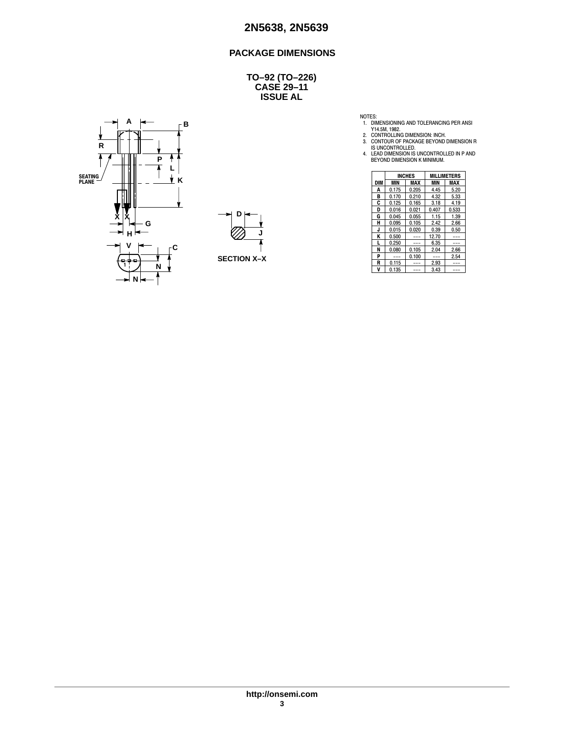## PACKAGE DIMENSIONS

**TO–92 (TO–226)**
**CASE 29–11**
**ISSUE AL**

NOTES:
1. DIMENSIONING AND TOLERANCING PER ANSI Y14.5M, 1982.
2. CONTROLLING DIMENSION: INCH.
3. CONTOUR OF PACKAGE BEYOND DIMENSION R IS UNCONTROLLED.
4. LEAD DIMENSION IS UNCONTROLLED IN P AND BEYOND DIMENSION K MINIMUM.

| DIM | INCHES | | MILLIMETERS | |
|---|---|---|---|---|
| | MIN | MAX | MIN | MAX |
| A | 0.175 | 0.205 | 4.45 | 5.20 |
| B | 0.170 | 0.210 | 4.32 | 5.33 |
| C | 0.125 | 0.165 | 3.18 | 4.19 |
| D | 0.016 | 0.021 | 0.407 | 0.533 |
| G | 0.045 | 0.055 | 1.15 | 1.39 |
| H | 0.095 | 0.105 | 2.42 | 2.66 |
| J | 0.015 | 0.020 | 0.39 | 0.50 |
| K | 0.500 | --- | 12.70 | --- |
| L | 0.250 | --- | 6.35 | --- |
| N | 0.080 | 0.105 | 2.04 | 2.66 |
| P | --- | 0.100 | --- | 2.54 |
| R | 0.115 | --- | 2.93 | --- |
| V | 0.135 | --- | 3.43 | --- |

SECTION X–X

http://onsemi.com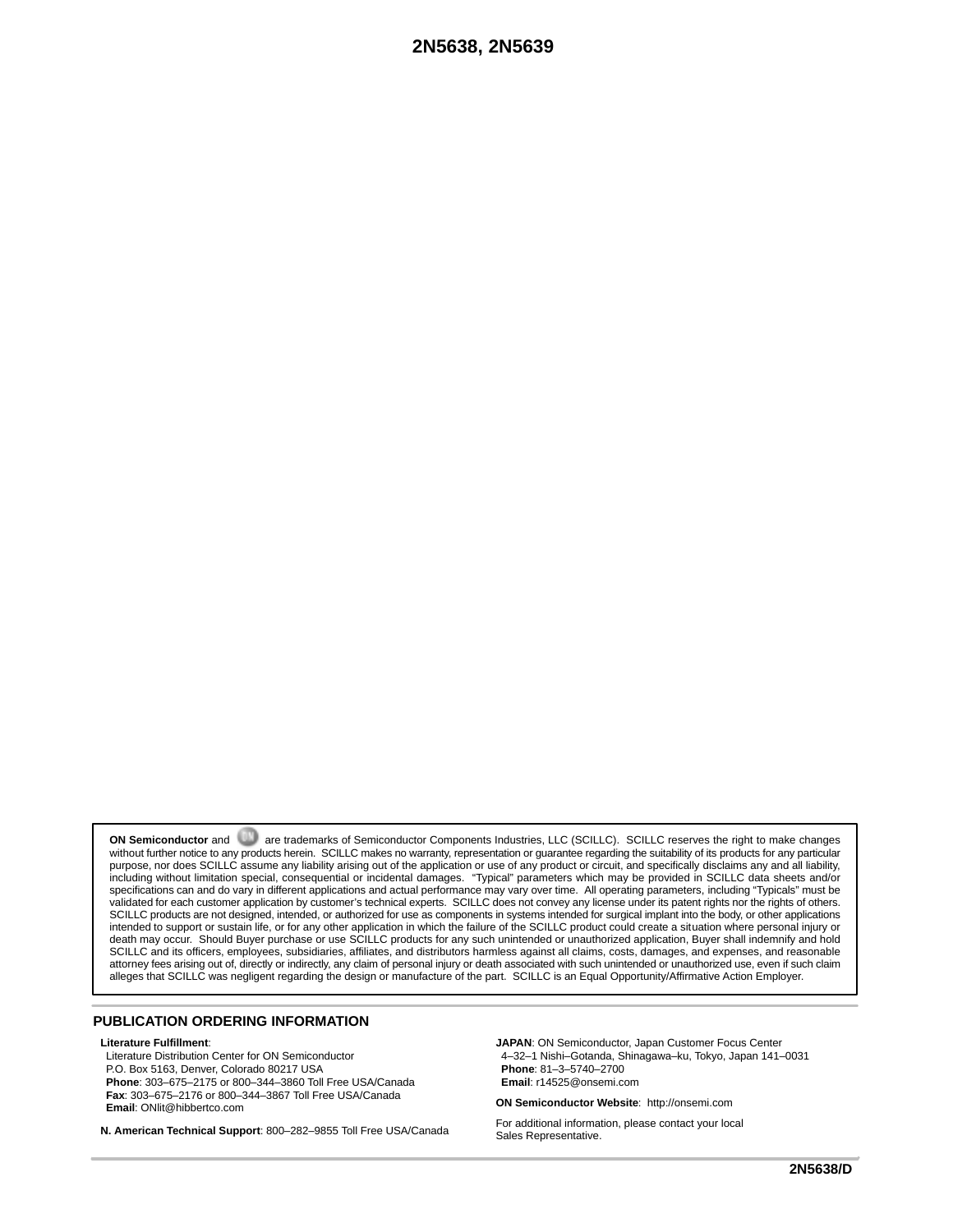**ON Semiconductor** and (ON logo) are trademarks of Semiconductor Components Industries, LLC (SCILLC). SCILLC reserves the right to make changes without further notice to any products herein. SCILLC makes no warranty, representation or guarantee regarding the suitability of its products for any particular purpose, nor does SCILLC assume any liability arising out of the application or use of any product or circuit, and specifically disclaims any and all liability, including without limitation special, consequential or incidental damages. "Typical" parameters which may be provided in SCILLC data sheets and/or specifications can and do vary in different applications and actual performance may vary over time. All operating parameters, including "Typicals" must be validated for each customer application by customer's technical experts. SCILLC does not convey any license under its patent rights nor the rights of others. SCILLC products are not designed, intended, or authorized for use as components in systems intended for surgical implant into the body, or other applications intended to support or sustain life, or for any other application in which the failure of the SCILLC product could create a situation where personal injury or death may occur. Should Buyer purchase or use SCILLC products for any such unintended or unauthorized application, Buyer shall indemnify and hold SCILLC and its officers, employees, subsidiaries, affiliates, and distributors harmless against all claims, costs, damages, and expenses, and reasonable attorney fees arising out of, directly or indirectly, any claim of personal injury or death associated with such unintended or unauthorized use, even if such claim alleges that SCILLC was negligent regarding the design or manufacture of the part. SCILLC is an Equal Opportunity/Affirmative Action Employer.

## PUBLICATION ORDERING INFORMATION

**Literature Fulfillment**:
Literature Distribution Center for ON Semiconductor
P.O. Box 5163, Denver, Colorado 80217 USA
**Phone**: 303–675–2175 or 800–344–3860 Toll Free USA/Canada
**Fax**: 303–675–2176 or 800–344–3867 Toll Free USA/Canada
**Email**: ONlit@hibbertco.com

**N. American Technical Support**: 800–282–9855 Toll Free USA/Canada

**JAPAN**: ON Semiconductor, Japan Customer Focus Center
4–32–1 Nishi–Gotanda, Shinagawa–ku, Tokyo, Japan 141–0031
**Phone**: 81–3–5740–2700
**Email**: r14525@onsemi.com

**ON Semiconductor Website**: http://onsemi.com

For additional information, please contact your local Sales Representative.

2N5638/D